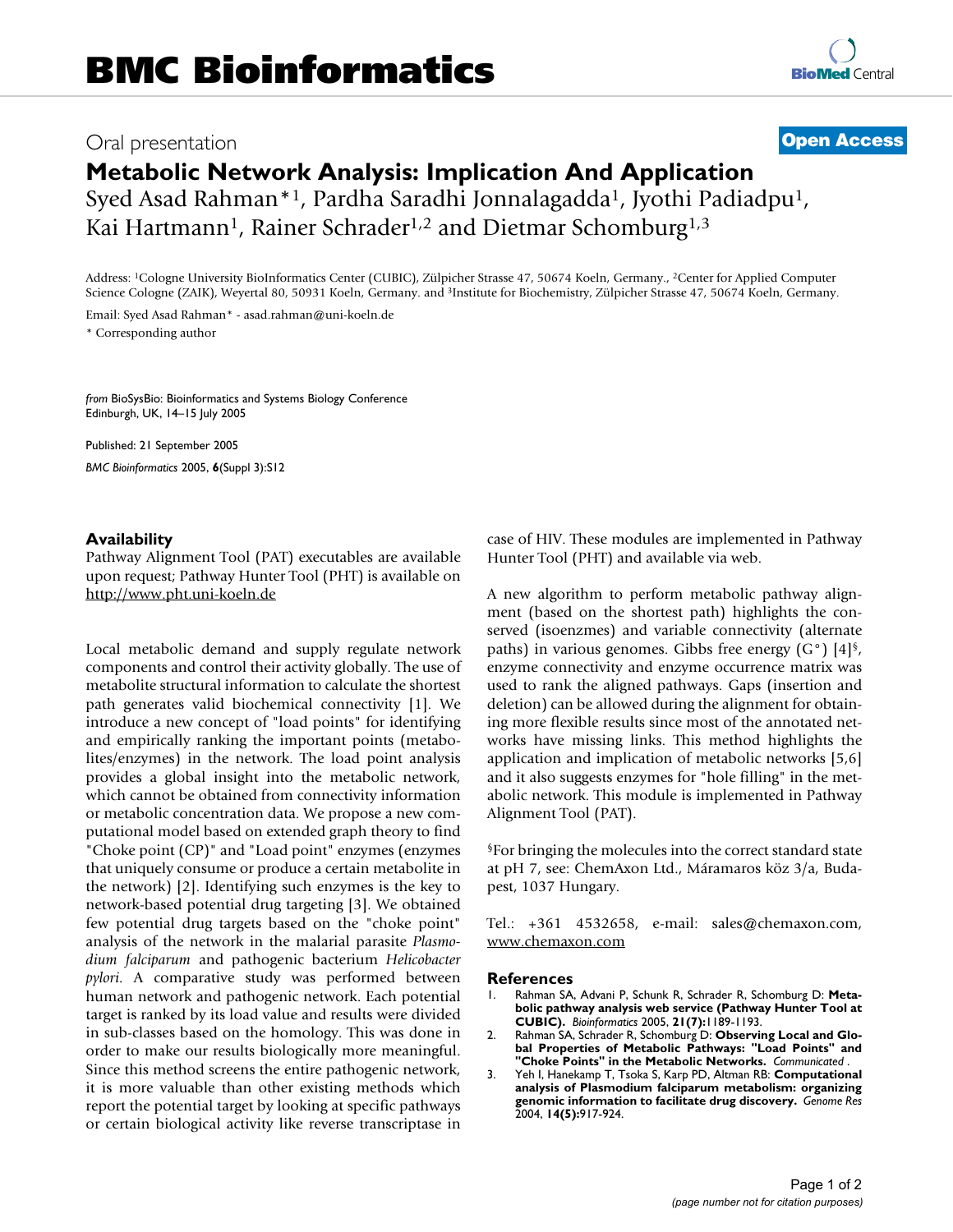# BMC Bioinformatics

Oral presentation **Open Access**

# Metabolic Network Analysis: Implication And Application

Syed Asad Rahman*[1], Pardha Saradhi Jonnalagadda[1], Jyothi Padiadpu[1], Kai Hartmann[1], Rainer Schrader[1,2] and Dietmar Schomburg[1,3]

Address: [1]Cologne University BioInformatics Center (CUBIC), Zülpicher Strasse 47, 50674 Koeln, Germany., [2]Center for Applied Computer Science Cologne (ZAIK), Weyertal 80, 50931 Koeln, Germany. and [3]Institute for Biochemistry, Zülpicher Strasse 47, 50674 Koeln, Germany.

Email: Syed Asad Rahman* - asad.rahman@uni-koeln.de

\* Corresponding author

*from* BioSysBio: Bioinformatics and Systems Biology Conference
Edinburgh, UK, 14–15 July 2005

Published: 21 September 2005

*BMC Bioinformatics* 2005, **6**(Suppl 3):S12

## Availability

Pathway Alignment Tool (PAT) executables are available upon request; Pathway Hunter Tool (PHT) is available on http://www.pht.uni-koeln.de

Local metabolic demand and supply regulate network components and control their activity globally. The use of metabolite structural information to calculate the shortest path generates valid biochemical connectivity [1]. We introduce a new concept of "load points" for identifying and empirically ranking the important points (metabolites/enzymes) in the network. The load point analysis provides a global insight into the metabolic network, which cannot be obtained from connectivity information or metabolic concentration data. We propose a new computational model based on extended graph theory to find "Choke point (CP)" and "Load point" enzymes (enzymes that uniquely consume or produce a certain metabolite in the network) [2]. Identifying such enzymes is the key to network-based potential drug targeting [3]. We obtained few potential drug targets based on the "choke point" analysis of the network in the malarial parasite *Plasmodium falciparum* and pathogenic bacterium *Helicobacter pylori*. A comparative study was performed between human network and pathogenic network. Each potential target is ranked by its load value and results were divided in sub-classes based on the homology. This was done in order to make our results biologically more meaningful. Since this method screens the entire pathogenic network, it is more valuable than other existing methods which report the potential target by looking at specific pathways or certain biological activity like reverse transcriptase in case of HIV. These modules are implemented in Pathway Hunter Tool (PHT) and available via web.

A new algorithm to perform metabolic pathway alignment (based on the shortest path) highlights the conserved (isoenzmes) and variable connectivity (alternate paths) in various genomes. Gibbs free energy (G°) [4][§], enzyme connectivity and enzyme occurrence matrix was used to rank the aligned pathways. Gaps (insertion and deletion) can be allowed during the alignment for obtaining more flexible results since most of the annotated networks have missing links. This method highlights the application and implication of metabolic networks [5,6] and it also suggests enzymes for "hole filling" in the metabolic network. This module is implemented in Pathway Alignment Tool (PAT).

[§]For bringing the molecules into the correct standard state at pH 7, see: ChemAxon Ltd., Máramaros köz 3/a, Budapest, 1037 Hungary.

Tel.: +361 4532658, e-mail: sales@chemaxon.com, www.chemaxon.com

## References

1. Rahman SA, Advani P, Schunk R, Schrader R, Schomburg D: **Metabolic pathway analysis web service (Pathway Hunter Tool at CUBIC).** *Bioinformatics* 2005, **21(7):**1189-1193.
2. Rahman SA, Schrader R, Schomburg D: **Observing Local and Global Properties of Metabolic Pathways: "Load Points" and "Choke Points" in the Metabolic Networks.** *Communicated*.
3. Yeh I, Hanekamp T, Tsoka S, Karp PD, Altman RB: **Computational analysis of Plasmodium falciparum metabolism: organizing genomic information to facilitate drug discovery.** *Genome Res* 2004, **14(5):**917-924.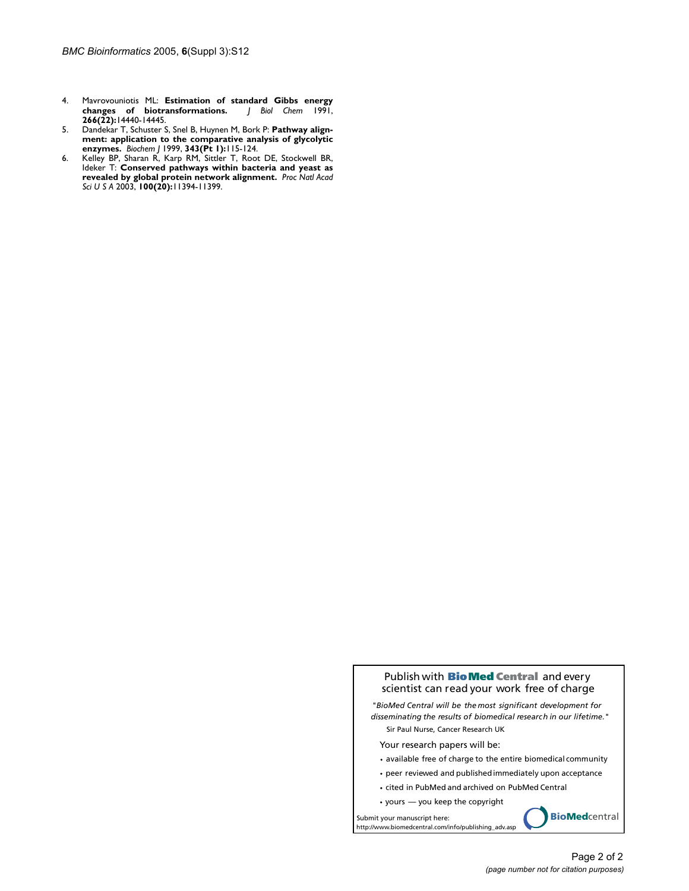4. Mavrovouniotis ML: **Estimation of standard Gibbs energy changes of biotransformations.** *J Biol Chem* 1991, **266(22):**14440-14445.
5. Dandekar T, Schuster S, Snel B, Huynen M, Bork P: **Pathway alignment: application to the comparative analysis of glycolytic enzymes.** *Biochem J* 1999, **343(Pt 1):**115-124.
6. Kelley BP, Sharan R, Karp RM, Sittler T, Root DE, Stockwell BR, Ideker T: **Conserved pathways within bacteria and yeast as revealed by global protein network alignment.** *Proc Natl Acad Sci U S A* 2003, **100(20):**11394-11399.

Publish with **BioMed Central** and every scientist can read your work free of charge

*"BioMed Central will be the most significant development for disseminating the results of biomedical research in our lifetime."*

Sir Paul Nurse, Cancer Research UK

Your research papers will be:

- available free of charge to the entire biomedical community
- peer reviewed and published immediately upon acceptance
- cited in PubMed and archived on PubMed Central
- yours — you keep the copyright

Submit your manuscript here:
http://www.biomedcentral.com/info/publishing_adv.asp

**BioMed**central